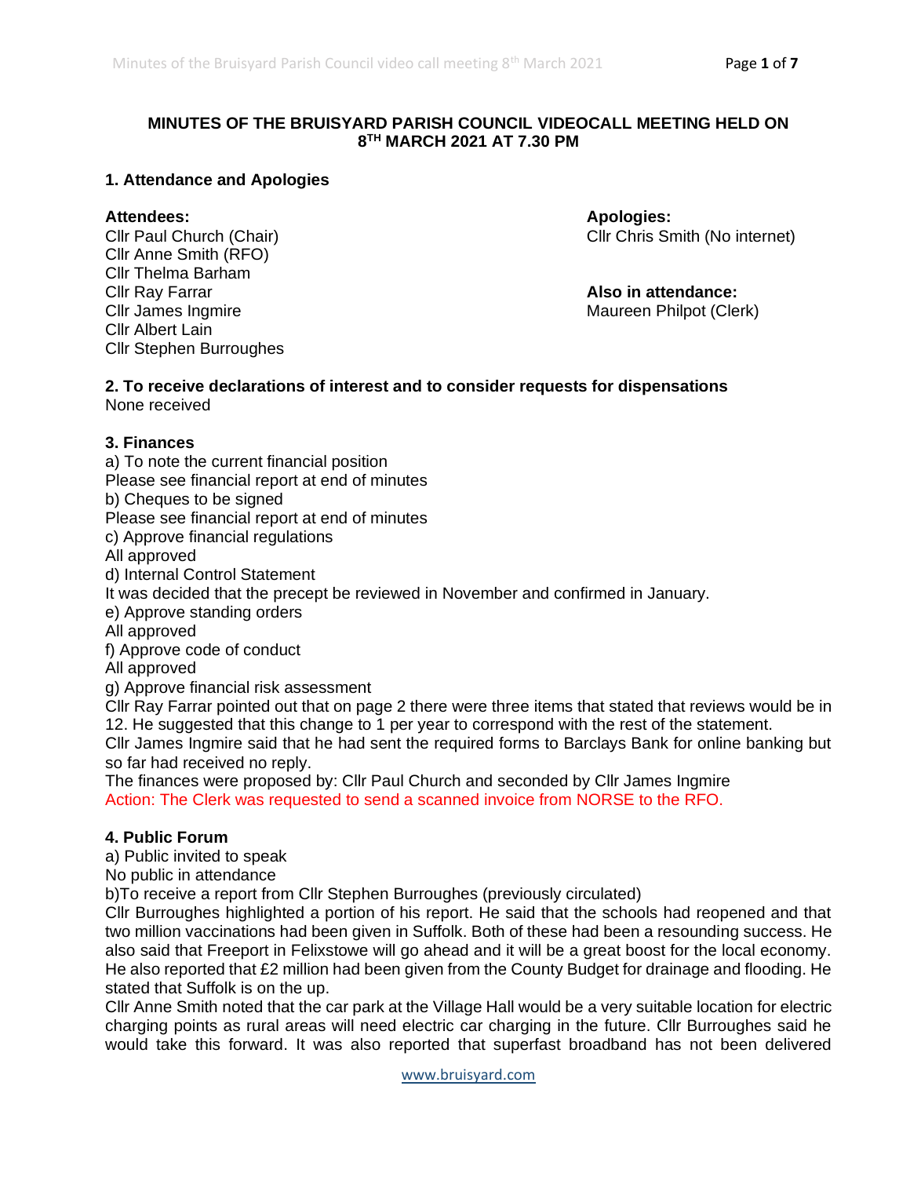# MINUTES OF THE BRUISYARD PARISH COUNCIL VIDEOCALL MEETING HELD ON 8TH MARCH 2021 AT 7.30 PM

## 1. Attendance and Apologies

**Attendees:**
Cllr Paul Church (Chair)
Cllr Anne Smith (RFO)
Cllr Thelma Barham
Cllr Ray Farrar
Cllr James Ingmire
Cllr Albert Lain
Cllr Stephen Burroughes

**Apologies:**
Cllr Chris Smith (No internet)

**Also in attendance:**
Maureen Philpot (Clerk)

## 2. To receive declarations of interest and to consider requests for dispensations

None received

## 3. Finances

a) To note the current financial position
Please see financial report at end of minutes
b) Cheques to be signed
Please see financial report at end of minutes
c) Approve financial regulations
All approved
d) Internal Control Statement
It was decided that the precept be reviewed in November and confirmed in January.
e) Approve standing orders
All approved
f) Approve code of conduct
All approved
g) Approve financial risk assessment
Cllr Ray Farrar pointed out that on page 2 there were three items that stated that reviews would be in 12. He suggested that this change to 1 per year to correspond with the rest of the statement.
Cllr James Ingmire said that he had sent the required forms to Barclays Bank for online banking but so far had received no reply.
The finances were proposed by: Cllr Paul Church and seconded by Cllr James Ingmire
Action: The Clerk was requested to send a scanned invoice from NORSE to the RFO.

## 4. Public Forum

a) Public invited to speak
No public in attendance
b)To receive a report from Cllr Stephen Burroughes (previously circulated)
Cllr Burroughes highlighted a portion of his report. He said that the schools had reopened and that two million vaccinations had been given in Suffolk. Both of these had been a resounding success. He also said that Freeport in Felixstowe will go ahead and it will be a great boost for the local economy. He also reported that £2 million had been given from the County Budget for drainage and flooding. He stated that Suffolk is on the up.
Cllr Anne Smith noted that the car park at the Village Hall would be a very suitable location for electric charging points as rural areas will need electric car charging in the future. Cllr Burroughes said he would take this forward. It was also reported that superfast broadband has not been delivered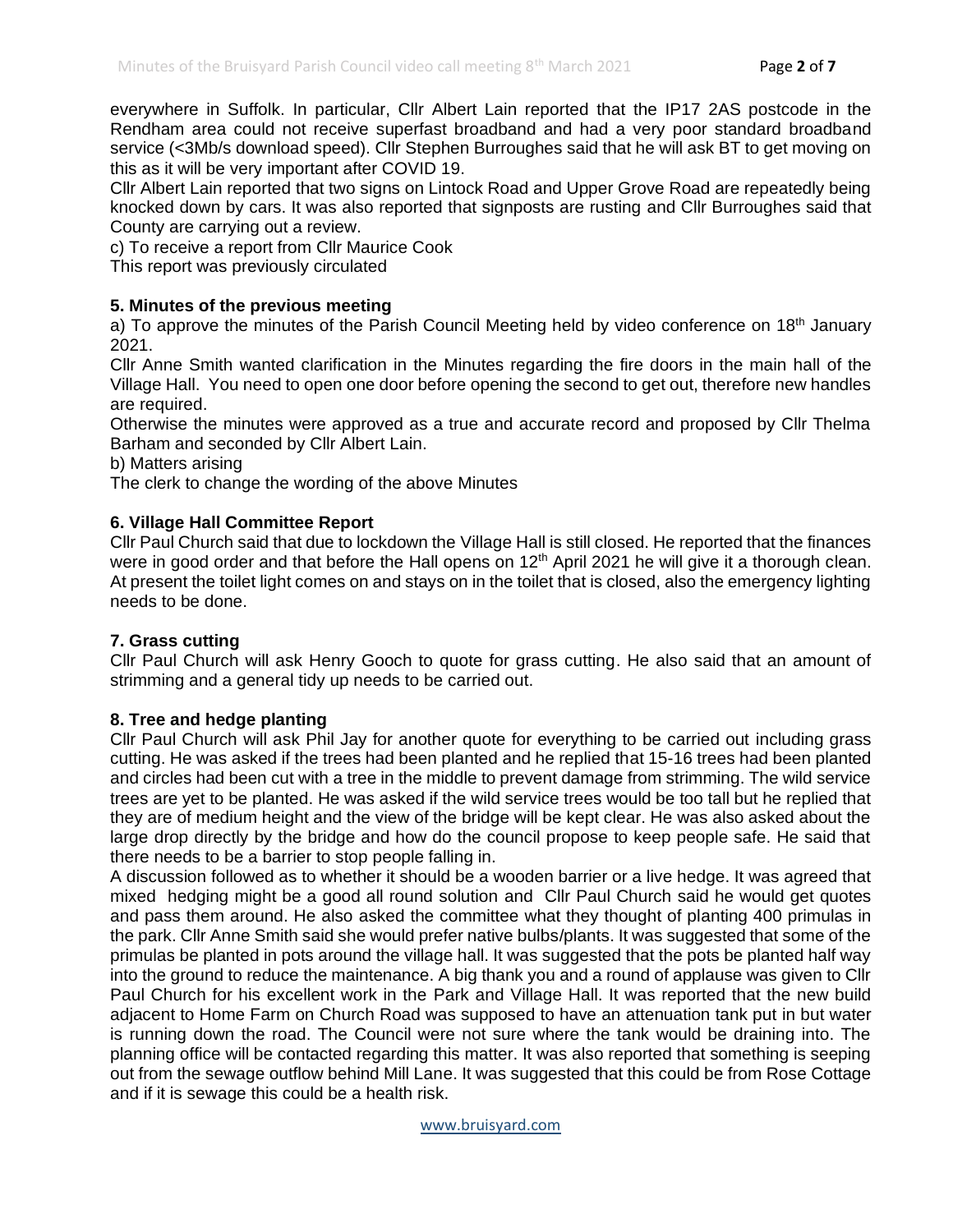everywhere in Suffolk. In particular, Cllr Albert Lain reported that the IP17 2AS postcode in the Rendham area could not receive superfast broadband and had a very poor standard broadband service (<3Mb/s download speed). Cllr Stephen Burroughes said that he will ask BT to get moving on this as it will be very important after COVID 19.

Cllr Albert Lain reported that two signs on Lintock Road and Upper Grove Road are repeatedly being knocked down by cars. It was also reported that signposts are rusting and Cllr Burroughes said that County are carrying out a review.

c) To receive a report from Cllr Maurice Cook

This report was previously circulated

**5. Minutes of the previous meeting**

a) To approve the minutes of the Parish Council Meeting held by video conference on 18th January 2021.

Cllr Anne Smith wanted clarification in the Minutes regarding the fire doors in the main hall of the Village Hall. You need to open one door before opening the second to get out, therefore new handles are required.

Otherwise the minutes were approved as a true and accurate record and proposed by Cllr Thelma Barham and seconded by Cllr Albert Lain.

b) Matters arising

The clerk to change the wording of the above Minutes

**6. Village Hall Committee Report**

Cllr Paul Church said that due to lockdown the Village Hall is still closed. He reported that the finances were in good order and that before the Hall opens on 12th April 2021 he will give it a thorough clean. At present the toilet light comes on and stays on in the toilet that is closed, also the emergency lighting needs to be done.

**7. Grass cutting**

Cllr Paul Church will ask Henry Gooch to quote for grass cutting. He also said that an amount of strimming and a general tidy up needs to be carried out.

**8. Tree and hedge planting**

Cllr Paul Church will ask Phil Jay for another quote for everything to be carried out including grass cutting. He was asked if the trees had been planted and he replied that 15-16 trees had been planted and circles had been cut with a tree in the middle to prevent damage from strimming. The wild service trees are yet to be planted. He was asked if the wild service trees would be too tall but he replied that they are of medium height and the view of the bridge will be kept clear. He was also asked about the large drop directly by the bridge and how do the council propose to keep people safe. He said that there needs to be a barrier to stop people falling in.

A discussion followed as to whether it should be a wooden barrier or a live hedge. It was agreed that mixed hedging might be a good all round solution and Cllr Paul Church said he would get quotes and pass them around. He also asked the committee what they thought of planting 400 primulas in the park. Cllr Anne Smith said she would prefer native bulbs/plants. It was suggested that some of the primulas be planted in pots around the village hall. It was suggested that the pots be planted half way into the ground to reduce the maintenance. A big thank you and a round of applause was given to Cllr Paul Church for his excellent work in the Park and Village Hall. It was reported that the new build adjacent to Home Farm on Church Road was supposed to have an attenuation tank put in but water is running down the road. The Council were not sure where the tank would be draining into. The planning office will be contacted regarding this matter. It was also reported that something is seeping out from the sewage outflow behind Mill Lane. It was suggested that this could be from Rose Cottage and if it is sewage this could be a health risk.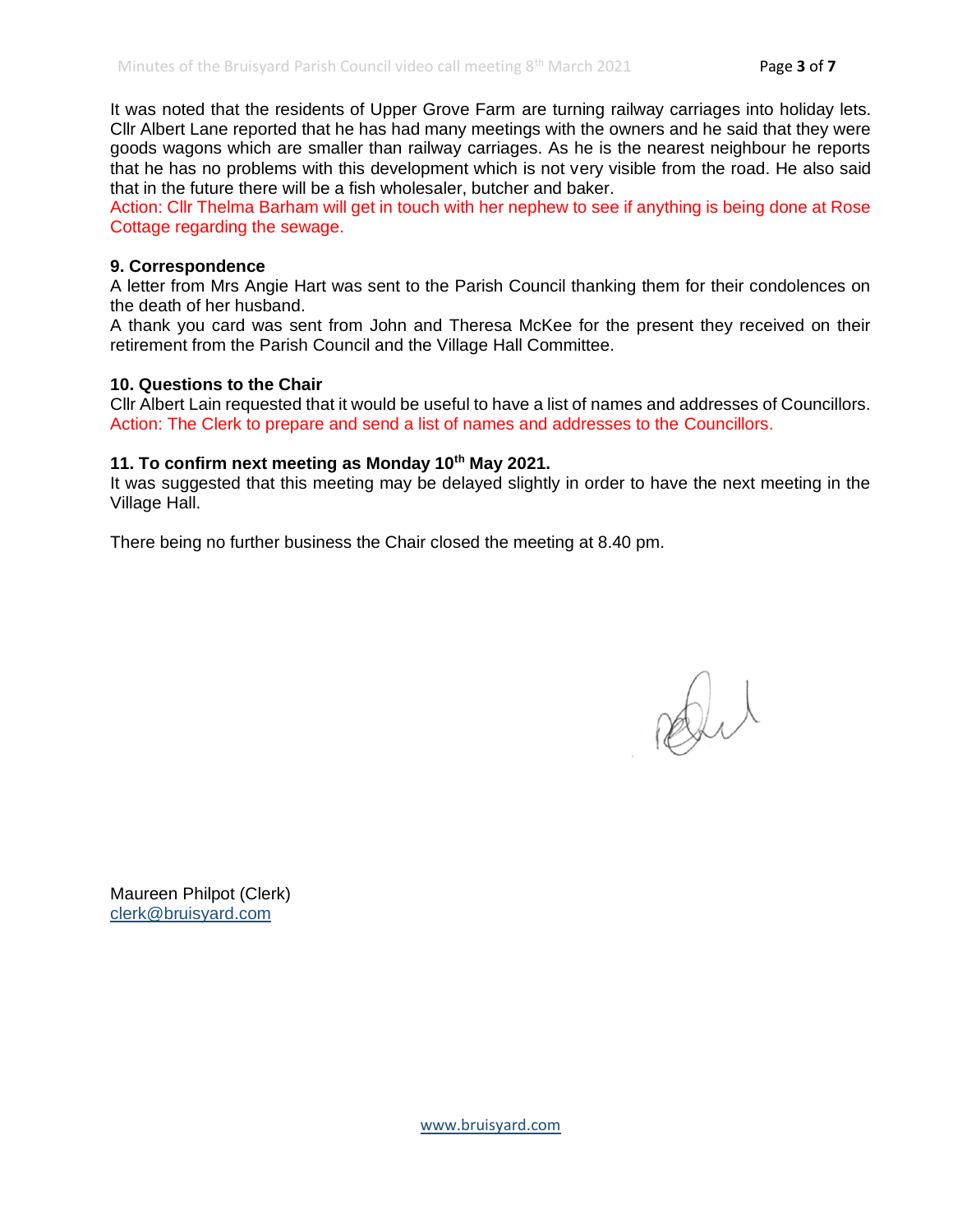It was noted that the residents of Upper Grove Farm are turning railway carriages into holiday lets. Cllr Albert Lane reported that he has had many meetings with the owners and he said that they were goods wagons which are smaller than railway carriages. As he is the nearest neighbour he reports that he has no problems with this development which is not very visible from the road. He also said that in the future there will be a fish wholesaler, butcher and baker.

Action: Cllr Thelma Barham will get in touch with her nephew to see if anything is being done at Rose Cottage regarding the sewage.

**9. Correspondence**

A letter from Mrs Angie Hart was sent to the Parish Council thanking them for their condolences on the death of her husband.

A thank you card was sent from John and Theresa McKee for the present they received on their retirement from the Parish Council and the Village Hall Committee.

**10. Questions to the Chair**

Cllr Albert Lain requested that it would be useful to have a list of names and addresses of Councillors.

Action: The Clerk to prepare and send a list of names and addresses to the Councillors.

**11. To confirm next meeting as Monday 10th May 2021.**

It was suggested that this meeting may be delayed slightly in order to have the next meeting in the Village Hall.

There being no further business the Chair closed the meeting at 8.40 pm.

Maureen Philpot (Clerk)
clerk@bruisyard.com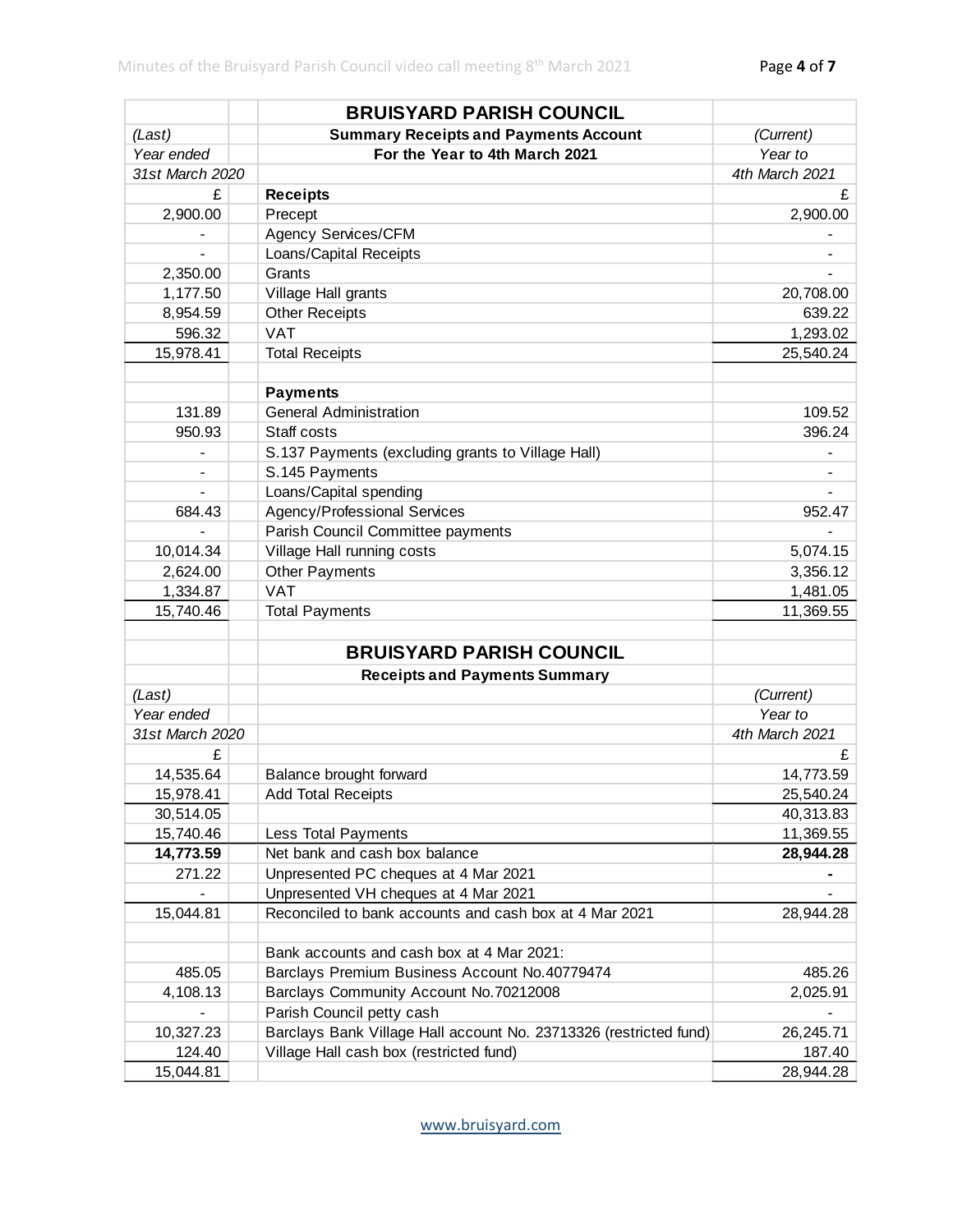| | | **BRUISYARD PARISH COUNCIL** | |
|---|---|---|---|
| *(Last)* | | **Summary Receipts and Payments Account** | *(Current)* |
| *Year ended* | | **For the Year to 4th March 2021** | *Year to* |
| *31st March 2020* | | | *4th March 2021* |
| £ | | **Receipts** | £ |
| 2,900.00 | | Precept | 2,900.00 |
| - | | Agency Services/CFM | - |
| - | | Loans/Capital Receipts | - |
| 2,350.00 | | Grants | - |
| 1,177.50 | | Village Hall grants | 20,708.00 |
| 8,954.59 | | Other Receipts | 639.22 |
| 596.32 | | VAT | 1,293.02 |
| 15,978.41 | | Total Receipts | 25,540.24 |
| | | | |
| | | **Payments** | |
| 131.89 | | General Administration | 109.52 |
| 950.93 | | Staff costs | 396.24 |
| - | | S.137 Payments (excluding grants to Village Hall) | - |
| - | | S.145 Payments | - |
| - | | Loans/Capital spending | - |
| 684.43 | | Agency/Professional Services | 952.47 |
| - | | Parish Council Committee payments | - |
| 10,014.34 | | Village Hall running costs | 5,074.15 |
| 2,624.00 | | Other Payments | 3,356.12 |
| 1,334.87 | | VAT | 1,481.05 |
| 15,740.46 | | Total Payments | 11,369.55 |

| | | **BRUISYARD PARISH COUNCIL** | |
|---|---|---|---|
| | | **Receipts and Payments Summary** | |
| *(Last)* | | | *(Current)* |
| *Year ended* | | | *Year to* |
| *31st March 2020* | | | *4th March 2021* |
| £ | | | £ |
| 14,535.64 | | Balance brought forward | 14,773.59 |
| 15,978.41 | | Add Total Receipts | 25,540.24 |
| 30,514.05 | | | 40,313.83 |
| 15,740.46 | | Less Total Payments | 11,369.55 |
| **14,773.59** | | Net bank and cash box balance | **28,944.28** |
| 271.22 | | Unpresented PC cheques at 4 Mar 2021 | **-** |
| - | | Unpresented VH cheques at 4 Mar 2021 | - |
| 15,044.81 | | Reconciled to bank accounts and cash box at 4 Mar 2021 | 28,944.28 |
| | | | |
| | | Bank accounts and cash box at 4 Mar 2021: | |
| 485.05 | | Barclays Premium Business Account No.40779474 | 485.26 |
| 4,108.13 | | Barclays Community Account No.70212008 | 2,025.91 |
| - | | Parish Council petty cash | - |
| 10,327.23 | | Barclays Bank Village Hall account No. 23713326 (restricted fund) | 26,245.71 |
| 124.40 | | Village Hall cash box (restricted fund) | 187.40 |
| 15,044.81 | | | 28,944.28 |

www.bruisyard.com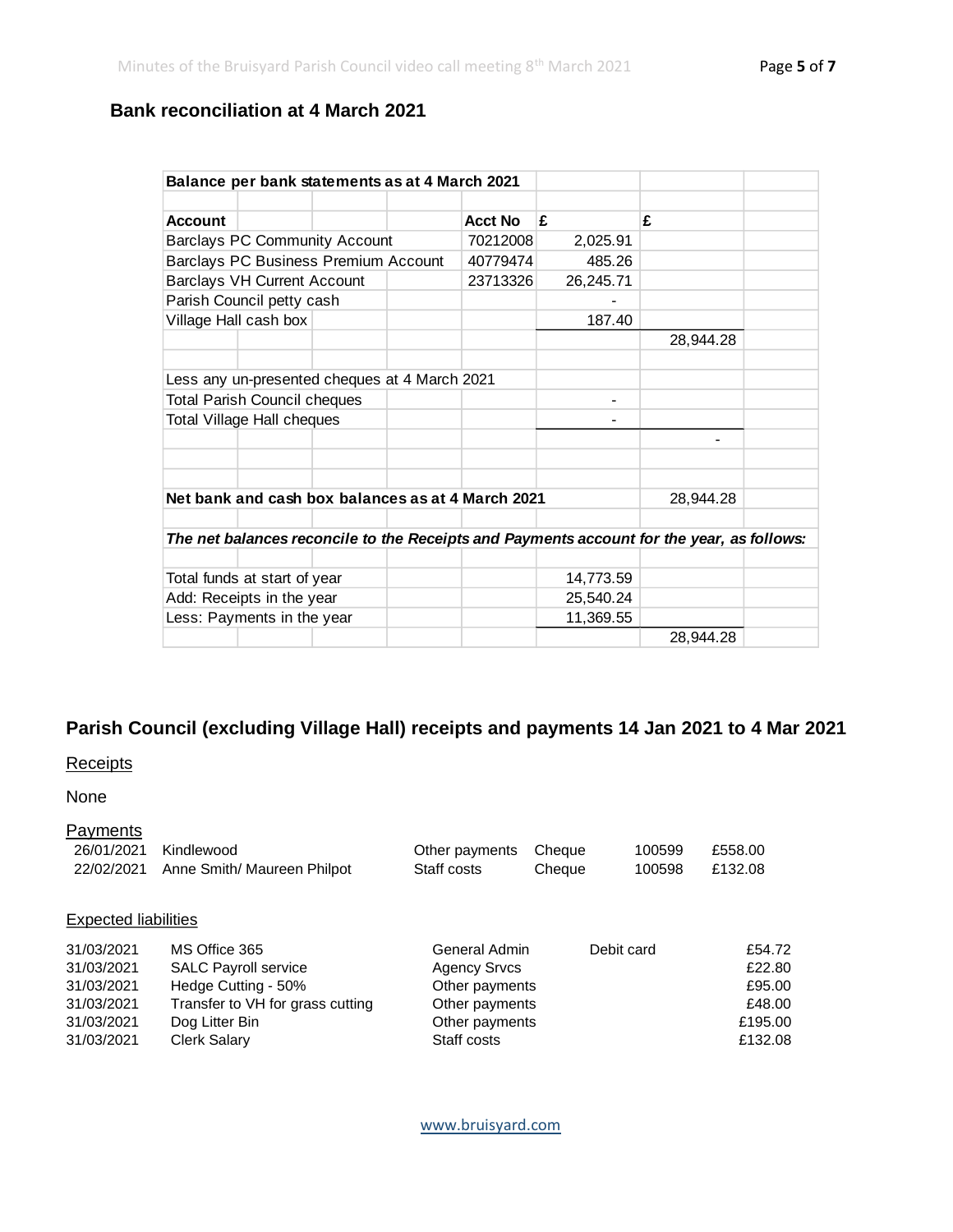## Bank reconciliation at 4 March 2021

| Balance per bank statements as at 4 March 2021 | | | |
|---|---|---|---|
| **Account** | **Acct No** | **£** | **£** |
| Barclays PC Community Account | 70212008 | 2,025.91 | |
| Barclays PC Business Premium Account | 40779474 | 485.26 | |
| Barclays VH Current Account | 23713326 | 26,245.71 | |
| Parish Council petty cash | | - | |
| Village Hall cash box | | 187.40 | |
| | | | 28,944.28 |
| Less any un-presented cheques at 4 March 2021 | | | |
| Total Parish Council cheques | | - | |
| Total Village Hall cheques | | - | |
| | | | - |
| **Net bank and cash box balances as at 4 March 2021** | | | 28,944.28 |
| ***The net balances reconcile to the Receipts and Payments account for the year, as follows:*** | | | |
| Total funds at start of year | | 14,773.59 | |
| Add: Receipts in the year | | 25,540.24 | |
| Less: Payments in the year | | 11,369.55 | |
| | | | 28,944.28 |

## Parish Council (excluding Village Hall) receipts and payments 14 Jan 2021 to 4 Mar 2021

Receipts

None

Payments

| Date | Payee | Category | Method | No. | Amount |
|---|---|---|---|---|---|
| 26/01/2021 | Kindlewood | Other payments | Cheque | 100599 | £558.00 |
| 22/02/2021 | Anne Smith/ Maureen Philpot | Staff costs | Cheque | 100598 | £132.08 |

Expected liabilities

| Date | Item | Category | Method | Amount |
|---|---|---|---|---|
| 31/03/2021 | MS Office 365 | General Admin | Debit card | £54.72 |
| 31/03/2021 | SALC Payroll service | Agency Srvcs | | £22.80 |
| 31/03/2021 | Hedge Cutting - 50% | Other payments | | £95.00 |
| 31/03/2021 | Transfer to VH for grass cutting | Other payments | | £48.00 |
| 31/03/2021 | Dog Litter Bin | Other payments | | £195.00 |
| 31/03/2021 | Clerk Salary | Staff costs | | £132.08 |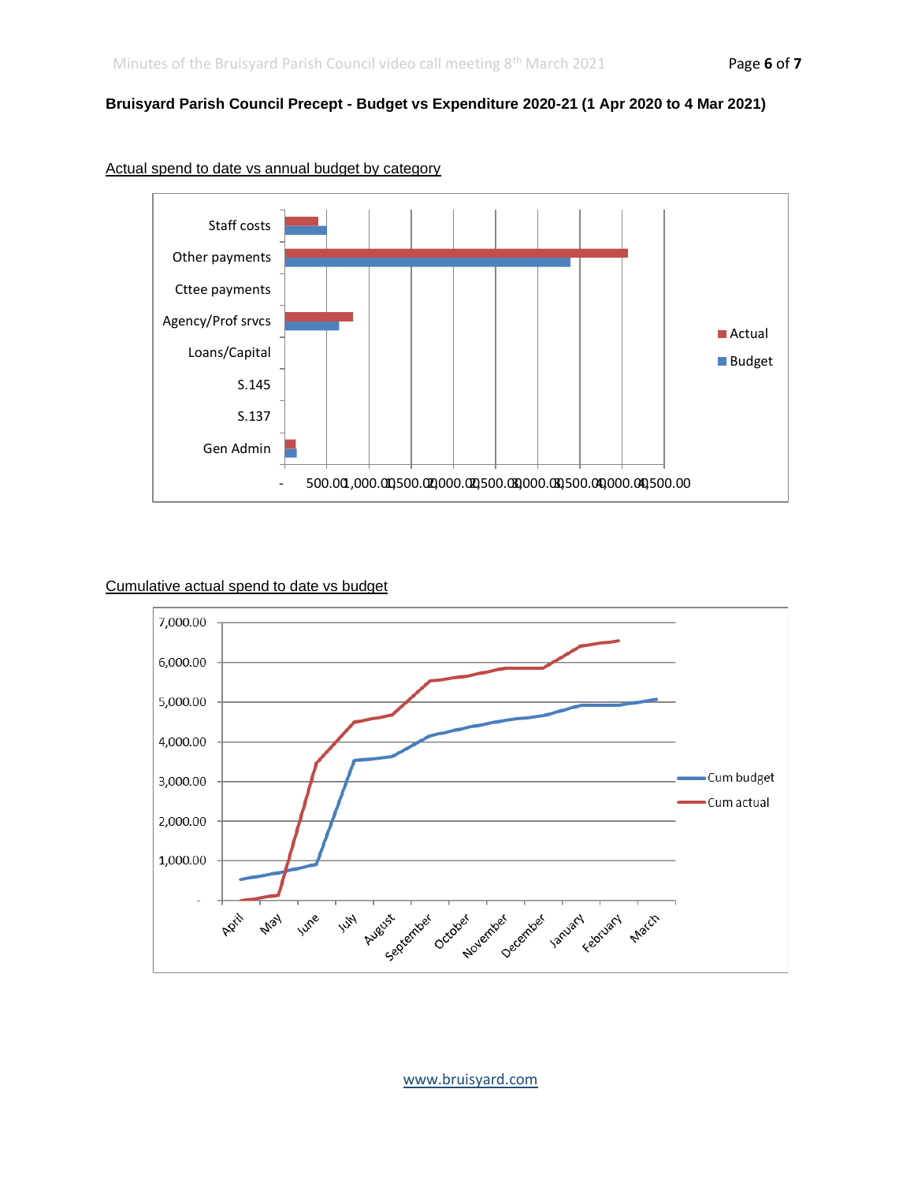**Bruisyard Parish Council Precept - Budget vs Expenditure 2020-21 (1 Apr 2020 to 4 Mar 2021)**

Actual spend to date vs annual budget by category

Cumulative actual spend to date vs budget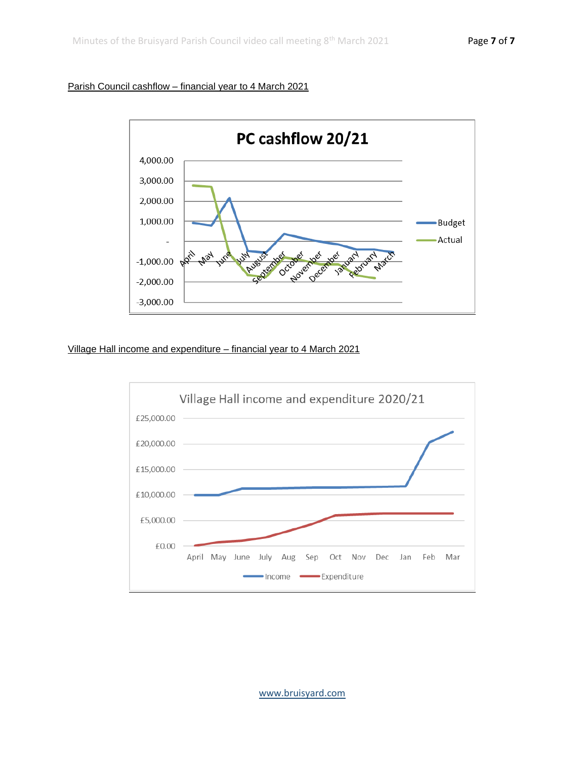Parish Council cashflow – financial year to 4 March 2021

PC cashflow 20/21

4,000.00
3,000.00
2,000.00
1,000.00
-
-1,000.00
-2,000.00
-3,000.00

April
May
June
July
August
September
October
November
December
January
February
March

Budget
Actual

Village Hall income and expenditure – financial year to 4 March 2021

Village Hall income and expenditure 2020/21

£25,000.00
£20,000.00
£15,000.00
£10,000.00
£5,000.00
£0.00

April
May
June
July
Aug
Sep
Oct
Nov
Dec
Jan
Feb
Mar

Income
Expenditure

www.bruisyard.com